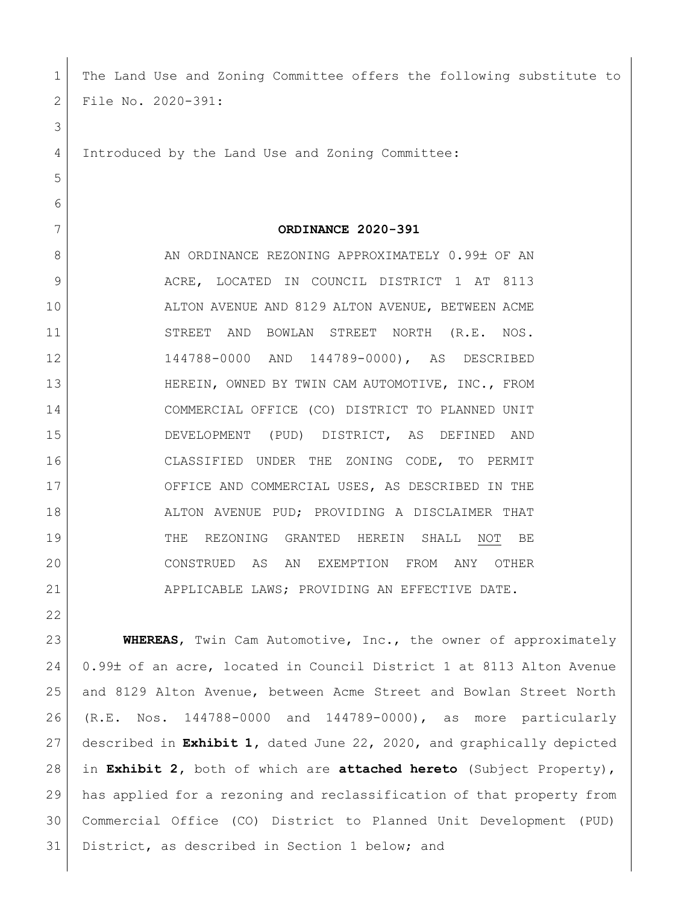The Land Use and Zoning Committee offers the following substitute to File No. 2020-391:

Introduced by the Land Use and Zoning Committee:

# ORDINANCE 2020-391

AN ORDINANCE REZONING APPROXIMATELY 0.99± OF AN ACRE, LOCATED IN COUNCIL DISTRICT 1 AT 8113 ALTON AVENUE AND 8129 ALTON AVENUE, BETWEEN ACME STREET AND BOWLAN STREET NORTH (R.E. NOS. 144788-0000 AND 144789-0000), AS DESCRIBED HEREIN, OWNED BY TWIN CAM AUTOMOTIVE, INC., FROM COMMERCIAL OFFICE (CO) DISTRICT TO PLANNED UNIT DEVELOPMENT (PUD) DISTRICT, AS DEFINED AND CLASSIFIED UNDER THE ZONING CODE, TO PERMIT OFFICE AND COMMERCIAL USES, AS DESCRIBED IN THE ALTON AVENUE PUD; PROVIDING A DISCLAIMER THAT THE REZONING GRANTED HEREIN SHALL <u>NOT</u> BE CONSTRUED AS AN EXEMPTION FROM ANY OTHER APPLICABLE LAWS; PROVIDING AN EFFECTIVE DATE.

**WHEREAS**, Twin Cam Automotive, Inc., the owner of approximately 0.99± of an acre, located in Council District 1 at 8113 Alton Avenue and 8129 Alton Avenue, between Acme Street and Bowlan Street North (R.E. Nos. 144788-0000 and 144789-0000), as more particularly described in **Exhibit 1**, dated June 22, 2020, and graphically depicted in **Exhibit 2**, both of which are **attached hereto** (Subject Property), has applied for a rezoning and reclassification of that property from Commercial Office (CO) District to Planned Unit Development (PUD) District, as described in Section 1 below; and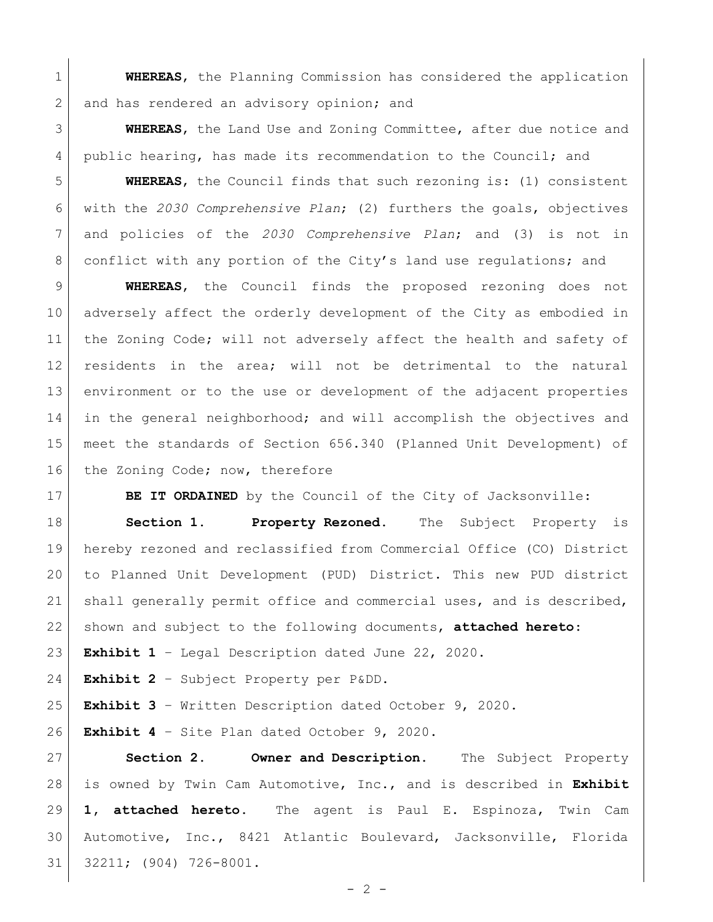**WHEREAS**, the Planning Commission has considered the application and has rendered an advisory opinion; and

**WHEREAS**, the Land Use and Zoning Committee, after due notice and public hearing, has made its recommendation to the Council; and

**WHEREAS**, the Council finds that such rezoning is: (1) consistent with the *2030 Comprehensive Plan*; (2) furthers the goals, objectives and policies of the *2030 Comprehensive Plan*; and (3) is not in conflict with any portion of the City's land use regulations; and

**WHEREAS**, the Council finds the proposed rezoning does not adversely affect the orderly development of the City as embodied in the Zoning Code; will not adversely affect the health and safety of residents in the area; will not be detrimental to the natural environment or to the use or development of the adjacent properties in the general neighborhood; and will accomplish the objectives and meet the standards of Section 656.340 (Planned Unit Development) of the Zoning Code; now, therefore

**BE IT ORDAINED** by the Council of the City of Jacksonville:

**Section 1. Property Rezoned.** The Subject Property is hereby rezoned and reclassified from Commercial Office (CO) District to Planned Unit Development (PUD) District. This new PUD district shall generally permit office and commercial uses, and is described, shown and subject to the following documents, **attached hereto**:

**Exhibit 1** – Legal Description dated June 22, 2020.

**Exhibit 2** – Subject Property per P&DD.

**Exhibit 3** – Written Description dated October 9, 2020.

**Exhibit 4** – Site Plan dated October 9, 2020.

**Section 2. Owner and Description.** The Subject Property is owned by Twin Cam Automotive, Inc., and is described in **Exhibit 1, attached hereto**. The agent is Paul E. Espinoza, Twin Cam Automotive, Inc., 8421 Atlantic Boulevard, Jacksonville, Florida 32211; (904) 726-8001.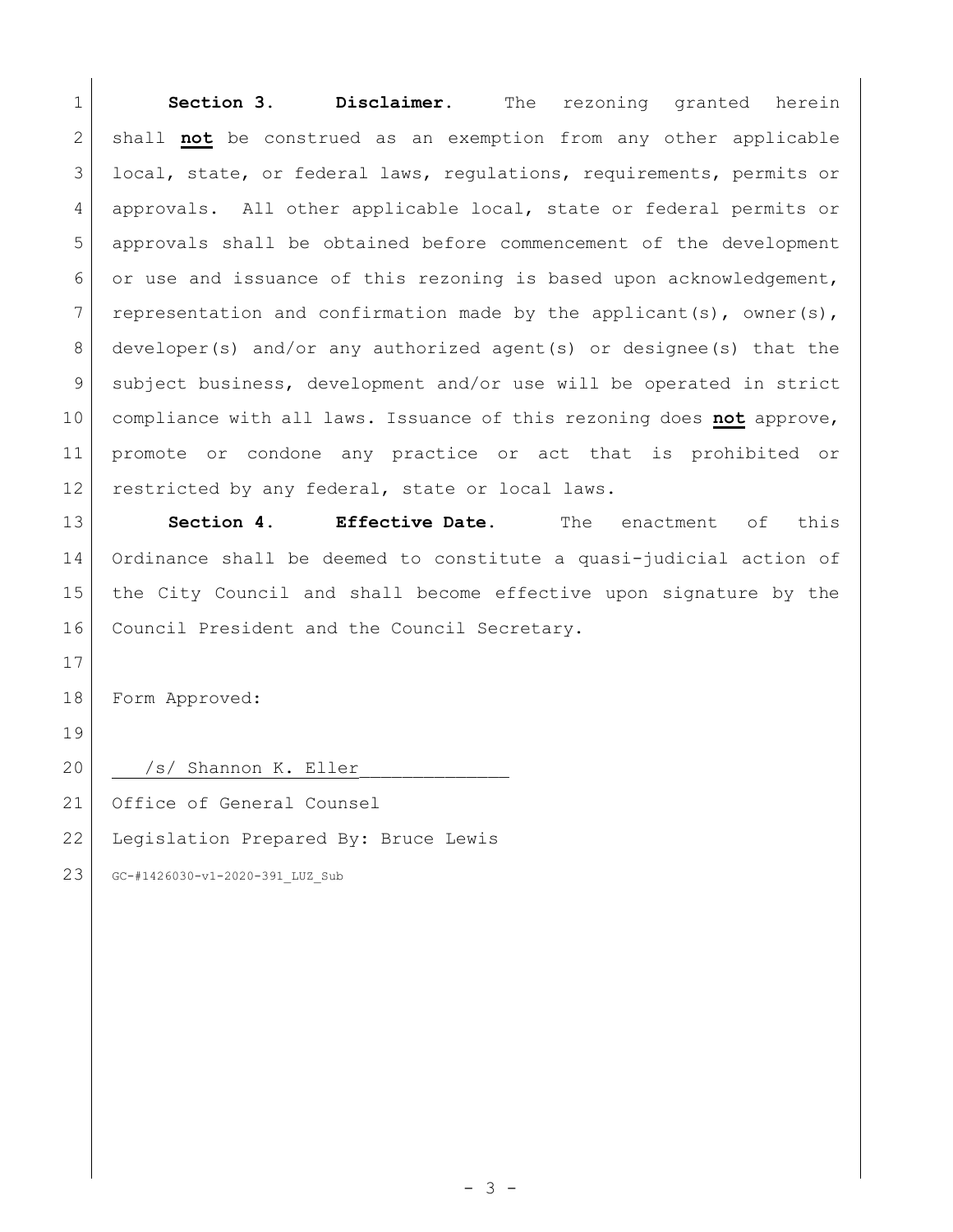**Section 3. Disclaimer.** The rezoning granted herein shall **not** be construed as an exemption from any other applicable local, state, or federal laws, regulations, requirements, permits or approvals. All other applicable local, state or federal permits or approvals shall be obtained before commencement of the development or use and issuance of this rezoning is based upon acknowledgement, representation and confirmation made by the applicant(s), owner(s), developer(s) and/or any authorized agent(s) or designee(s) that the subject business, development and/or use will be operated in strict compliance with all laws. Issuance of this rezoning does **not** approve, promote or condone any practice or act that is prohibited or restricted by any federal, state or local laws.

**Section 4. Effective Date.** The enactment of this Ordinance shall be deemed to constitute a quasi-judicial action of the City Council and shall become effective upon signature by the Council President and the Council Secretary.

Form Approved:

/s/ Shannon K. Eller

Office of General Counsel

Legislation Prepared By: Bruce Lewis

GC-#1426030-v1-2020-391_LUZ_Sub